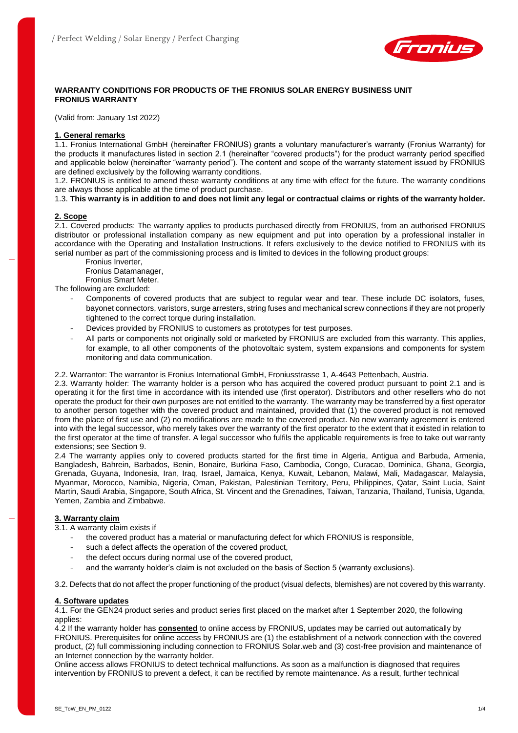**WARRANTY CONDITIONS FOR PRODUCTS OF THE FRONIUS SOLAR ENERGY BUSINESS UNIT**
**FRONIUS WARRANTY**

(Valid from: January 1st 2022)

## 1. General remarks

1.1. Fronius International GmbH (hereinafter FRONIUS) grants a voluntary manufacturer's warranty (Fronius Warranty) for the products it manufactures listed in section 2.1 (hereinafter "covered products") for the product warranty period specified and applicable below (hereinafter "warranty period"). The content and scope of the warranty statement issued by FRONIUS are defined exclusively by the following warranty conditions.

1.2. FRONIUS is entitled to amend these warranty conditions at any time with effect for the future. The warranty conditions are always those applicable at the time of product purchase.

1.3. **This warranty is in addition to and does not limit any legal or contractual claims or rights of the warranty holder.**

## 2. Scope

2.1. Covered products: The warranty applies to products purchased directly from FRONIUS, from an authorised FRONIUS distributor or professional installation company as new equipment and put into operation by a professional installer in accordance with the Operating and Installation Instructions. It refers exclusively to the device notified to FRONIUS with its serial number as part of the commissioning process and is limited to devices in the following product groups:

Fronius Inverter,
Fronius Datamanager,
Fronius Smart Meter.

The following are excluded:

- Components of covered products that are subject to regular wear and tear. These include DC isolators, fuses, bayonet connectors, varistors, surge arresters, string fuses and mechanical screw connections if they are not properly tightened to the correct torque during installation.
- Devices provided by FRONIUS to customers as prototypes for test purposes.
- All parts or components not originally sold or marketed by FRONIUS are excluded from this warranty. This applies, for example, to all other components of the photovoltaic system, system expansions and components for system monitoring and data communication.

2.2. Warrantor: The warrantor is Fronius International GmbH, Froniusstrasse 1, A-4643 Pettenbach, Austria.

2.3. Warranty holder: The warranty holder is a person who has acquired the covered product pursuant to point 2.1 and is operating it for the first time in accordance with its intended use (first operator). Distributors and other resellers who do not operate the product for their own purposes are not entitled to the warranty. The warranty may be transferred by a first operator to another person together with the covered product and maintained, provided that (1) the covered product is not removed from the place of first use and (2) no modifications are made to the covered product. No new warranty agreement is entered into with the legal successor, who merely takes over the warranty of the first operator to the extent that it existed in relation to the first operator at the time of transfer. A legal successor who fulfils the applicable requirements is free to take out warranty extensions; see Section 9.

2.4 The warranty applies only to covered products started for the first time in Algeria, Antigua and Barbuda, Armenia, Bangladesh, Bahrein, Barbados, Benin, Bonaire, Burkina Faso, Cambodia, Congo, Curacao, Dominica, Ghana, Georgia, Grenada, Guyana, Indonesia, Iran, Iraq, Israel, Jamaica, Kenya, Kuwait, Lebanon, Malawi, Mali, Madagascar, Malaysia, Myanmar, Morocco, Namibia, Nigeria, Oman, Pakistan, Palestinian Territory, Peru, Philippines, Qatar, Saint Lucia, Saint Martin, Saudi Arabia, Singapore, South Africa, St. Vincent and the Grenadines, Taiwan, Tanzania, Thailand, Tunisia, Uganda, Yemen, Zambia and Zimbabwe.

## 3. Warranty claim

3.1. A warranty claim exists if

- the covered product has a material or manufacturing defect for which FRONIUS is responsible,
- such a defect affects the operation of the covered product,
- the defect occurs during normal use of the covered product,
- and the warranty holder's claim is not excluded on the basis of Section 5 (warranty exclusions).

3.2. Defects that do not affect the proper functioning of the product (visual defects, blemishes) are not covered by this warranty.

## 4. Software updates

4.1. For the GEN24 product series and product series first placed on the market after 1 September 2020, the following applies:

4.2 If the warranty holder has **consented** to online access by FRONIUS, updates may be carried out automatically by FRONIUS. Prerequisites for online access by FRONIUS are (1) the establishment of a network connection with the covered product, (2) full commissioning including connection to FRONIUS Solar.web and (3) cost-free provision and maintenance of an Internet connection by the warranty holder.

Online access allows FRONIUS to detect technical malfunctions. As soon as a malfunction is diagnosed that requires intervention by FRONIUS to prevent a defect, it can be rectified by remote maintenance. As a result, further technical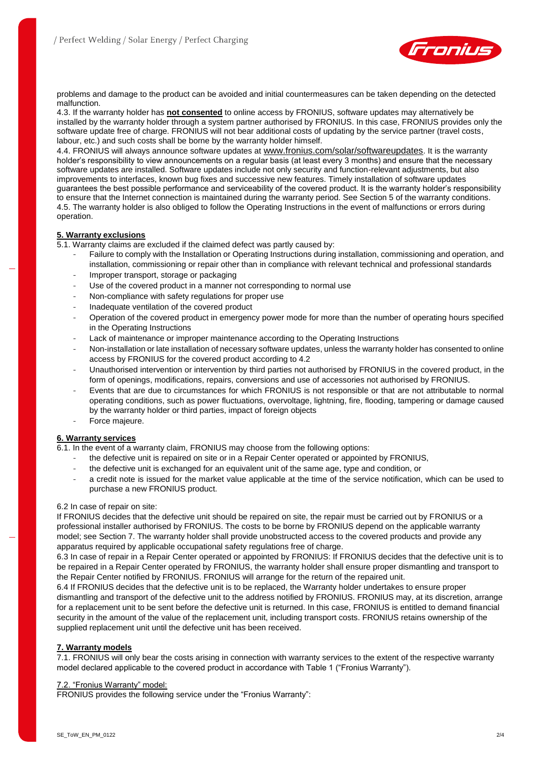problems and damage to the product can be avoided and initial countermeasures can be taken depending on the detected malfunction.

4.3. If the warranty holder has **not consented** to online access by FRONIUS, software updates may alternatively be installed by the warranty holder through a system partner authorised by FRONIUS. In this case, FRONIUS provides only the software update free of charge. FRONIUS will not bear additional costs of updating by the service partner (travel costs, labour, etc.) and such costs shall be borne by the warranty holder himself.

4.4. FRONIUS will always announce software updates at www.fronius.com/solar/softwareupdates. It is the warranty holder's responsibility to view announcements on a regular basis (at least every 3 months) and ensure that the necessary software updates are installed. Software updates include not only security and function-relevant adjustments, but also improvements to interfaces, known bug fixes and successive new features. Timely installation of software updates guarantees the best possible performance and serviceability of the covered product. It is the warranty holder's responsibility to ensure that the Internet connection is maintained during the warranty period. See Section 5 of the warranty conditions.

4.5. The warranty holder is also obliged to follow the Operating Instructions in the event of malfunctions or errors during operation.

## 5. Warranty exclusions

5.1. Warranty claims are excluded if the claimed defect was partly caused by:

- Failure to comply with the Installation or Operating Instructions during installation, commissioning and operation, and installation, commissioning or repair other than in compliance with relevant technical and professional standards
- Improper transport, storage or packaging
- Use of the covered product in a manner not corresponding to normal use
- Non-compliance with safety regulations for proper use
- Inadequate ventilation of the covered product
- Operation of the covered product in emergency power mode for more than the number of operating hours specified in the Operating Instructions
- Lack of maintenance or improper maintenance according to the Operating Instructions
- Non-installation or late installation of necessary software updates, unless the warranty holder has consented to online access by FRONIUS for the covered product according to 4.2
- Unauthorised intervention or intervention by third parties not authorised by FRONIUS in the covered product, in the form of openings, modifications, repairs, conversions and use of accessories not authorised by FRONIUS.
- Events that are due to circumstances for which FRONIUS is not responsible or that are not attributable to normal operating conditions, such as power fluctuations, overvoltage, lightning, fire, flooding, tampering or damage caused by the warranty holder or third parties, impact of foreign objects
- Force majeure.

## 6. Warranty services

6.1. In the event of a warranty claim, FRONIUS may choose from the following options:

- the defective unit is repaired on site or in a Repair Center operated or appointed by FRONIUS,
- the defective unit is exchanged for an equivalent unit of the same age, type and condition, or
- a credit note is issued for the market value applicable at the time of the service notification, which can be used to purchase a new FRONIUS product.

6.2 In case of repair on site:
If FRONIUS decides that the defective unit should be repaired on site, the repair must be carried out by FRONIUS or a professional installer authorised by FRONIUS. The costs to be borne by FRONIUS depend on the applicable warranty model; see Section 7. The warranty holder shall provide unobstructed access to the covered products and provide any apparatus required by applicable occupational safety regulations free of charge.

6.3 In case of repair in a Repair Center operated or appointed by FRONIUS: If FRONIUS decides that the defective unit is to be repaired in a Repair Center operated by FRONIUS, the warranty holder shall ensure proper dismantling and transport to the Repair Center notified by FRONIUS. FRONIUS will arrange for the return of the repaired unit.

6.4 If FRONIUS decides that the defective unit is to be replaced, the Warranty holder undertakes to ensure proper dismantling and transport of the defective unit to the address notified by FRONIUS. FRONIUS may, at its discretion, arrange for a replacement unit to be sent before the defective unit is returned. In this case, FRONIUS is entitled to demand financial security in the amount of the value of the replacement unit, including transport costs. FRONIUS retains ownership of the supplied replacement unit until the defective unit has been received.

## 7. Warranty models

7.1. FRONIUS will only bear the costs arising in connection with warranty services to the extent of the respective warranty model declared applicable to the covered product in accordance with Table 1 ("Fronius Warranty").

### 7.2. "Fronius Warranty" model:

FRONIUS provides the following service under the "Fronius Warranty":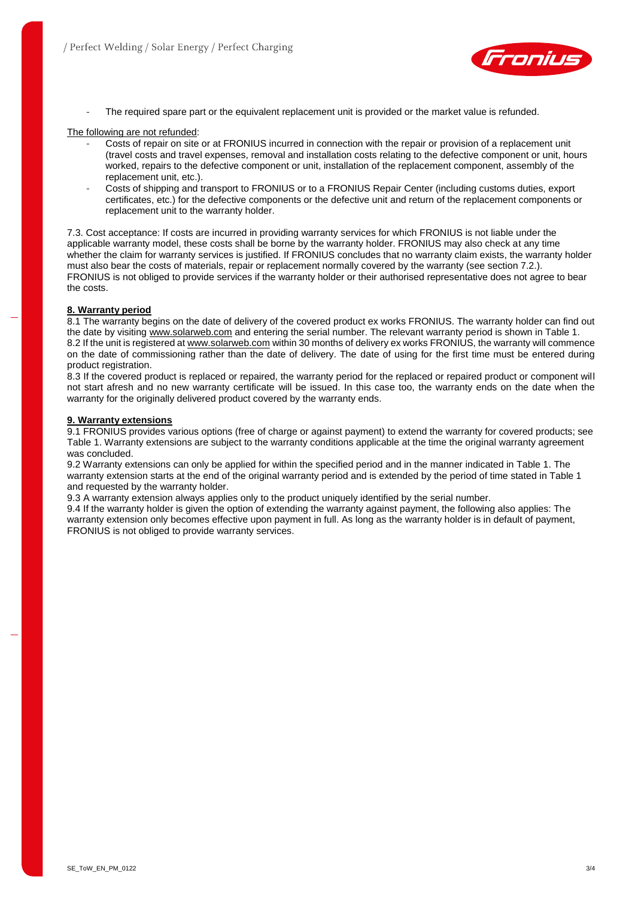- The required spare part or the equivalent replacement unit is provided or the market value is refunded.

The following are not refunded:

- Costs of repair on site or at FRONIUS incurred in connection with the repair or provision of a replacement unit (travel costs and travel expenses, removal and installation costs relating to the defective component or unit, hours worked, repairs to the defective component or unit, installation of the replacement component, assembly of the replacement unit, etc.).
- Costs of shipping and transport to FRONIUS or to a FRONIUS Repair Center (including customs duties, export certificates, etc.) for the defective components or the defective unit and return of the replacement components or replacement unit to the warranty holder.

7.3. Cost acceptance: If costs are incurred in providing warranty services for which FRONIUS is not liable under the applicable warranty model, these costs shall be borne by the warranty holder. FRONIUS may also check at any time whether the claim for warranty services is justified. If FRONIUS concludes that no warranty claim exists, the warranty holder must also bear the costs of materials, repair or replacement normally covered by the warranty (see section 7.2.). FRONIUS is not obliged to provide services if the warranty holder or their authorised representative does not agree to bear the costs.

## 8. Warranty period

8.1 The warranty begins on the date of delivery of the covered product ex works FRONIUS. The warranty holder can find out the date by visiting www.solarweb.com and entering the serial number. The relevant warranty period is shown in Table 1.
8.2 If the unit is registered at www.solarweb.com within 30 months of delivery ex works FRONIUS, the warranty will commence on the date of commissioning rather than the date of delivery. The date of using for the first time must be entered during product registration.
8.3 If the covered product is replaced or repaired, the warranty period for the replaced or repaired product or component will not start afresh and no new warranty certificate will be issued. In this case too, the warranty ends on the date when the warranty for the originally delivered product covered by the warranty ends.

## 9. Warranty extensions

9.1 FRONIUS provides various options (free of charge or against payment) to extend the warranty for covered products; see Table 1. Warranty extensions are subject to the warranty conditions applicable at the time the original warranty agreement was concluded.
9.2 Warranty extensions can only be applied for within the specified period and in the manner indicated in Table 1. The warranty extension starts at the end of the original warranty period and is extended by the period of time stated in Table 1 and requested by the warranty holder.
9.3 A warranty extension always applies only to the product uniquely identified by the serial number.
9.4 If the warranty holder is given the option of extending the warranty against payment, the following also applies: The warranty extension only becomes effective upon payment in full. As long as the warranty holder is in default of payment, FRONIUS is not obliged to provide warranty services.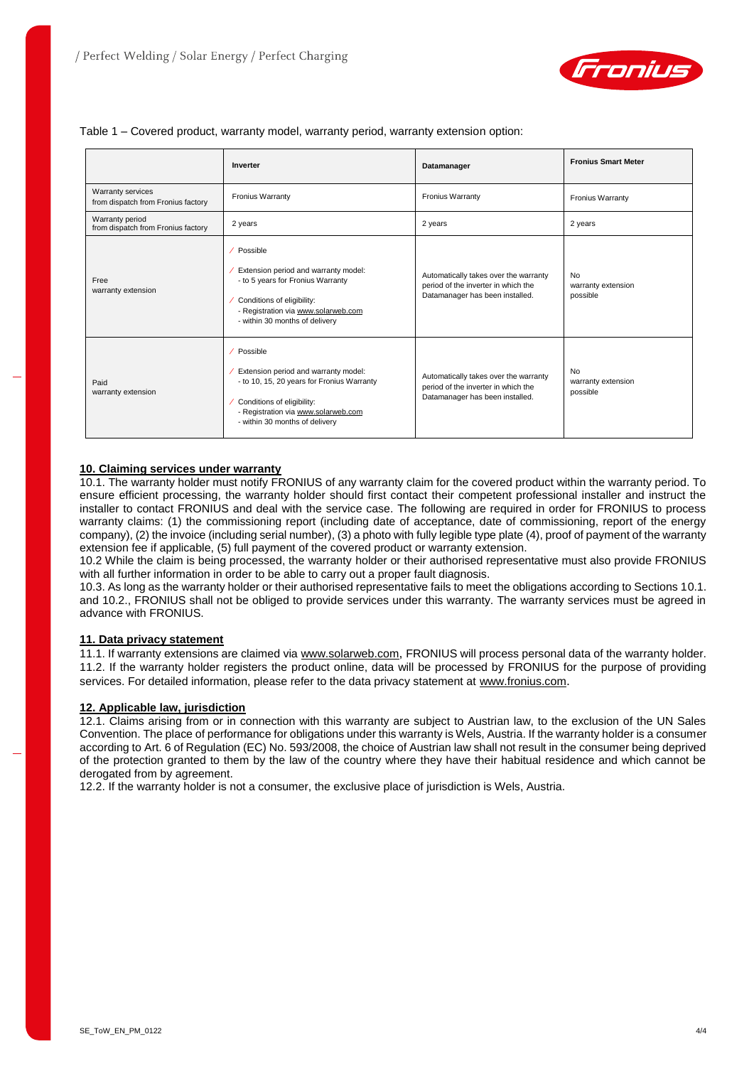Table 1 – Covered product, warranty model, warranty period, warranty extension option:

| | Inverter | Datamanager | Fronius Smart Meter |
|---|---|---|---|
| Warranty services from dispatch from Fronius factory | Fronius Warranty | Fronius Warranty | Fronius Warranty |
| Warranty period from dispatch from Fronius factory | 2 years | 2 years | 2 years |
| Free warranty extension | / Possible<br>/ Extension period and warranty model:<br>- to 5 years for Fronius Warranty<br>/ Conditions of eligibility:<br>- Registration via www.solarweb.com<br>- within 30 months of delivery | Automatically takes over the warranty period of the inverter in which the Datamanager has been installed. | No warranty extension possible |
| Paid warranty extension | / Possible<br>/ Extension period and warranty model:<br>- to 10, 15, 20 years for Fronius Warranty<br>/ Conditions of eligibility:<br>- Registration via www.solarweb.com<br>- within 30 months of delivery | Automatically takes over the warranty period of the inverter in which the Datamanager has been installed. | No warranty extension possible |

## 10. Claiming services under warranty

10.1. The warranty holder must notify FRONIUS of any warranty claim for the covered product within the warranty period. To ensure efficient processing, the warranty holder should first contact their competent professional installer and instruct the installer to contact FRONIUS and deal with the service case. The following are required in order for FRONIUS to process warranty claims: (1) the commissioning report (including date of acceptance, date of commissioning, report of the energy company), (2) the invoice (including serial number), (3) a photo with fully legible type plate (4), proof of payment of the warranty extension fee if applicable, (5) full payment of the covered product or warranty extension.

10.2 While the claim is being processed, the warranty holder or their authorised representative must also provide FRONIUS with all further information in order to be able to carry out a proper fault diagnosis.

10.3. As long as the warranty holder or their authorised representative fails to meet the obligations according to Sections 10.1. and 10.2., FRONIUS shall not be obliged to provide services under this warranty. The warranty services must be agreed in advance with FRONIUS.

## 11. Data privacy statement

11.1. If warranty extensions are claimed via www.solarweb.com, FRONIUS will process personal data of the warranty holder.

11.2. If the warranty holder registers the product online, data will be processed by FRONIUS for the purpose of providing services. For detailed information, please refer to the data privacy statement at www.fronius.com.

## 12. Applicable law, jurisdiction

12.1. Claims arising from or in connection with this warranty are subject to Austrian law, to the exclusion of the UN Sales Convention. The place of performance for obligations under this warranty is Wels, Austria. If the warranty holder is a consumer according to Art. 6 of Regulation (EC) No. 593/2008, the choice of Austrian law shall not result in the consumer being deprived of the protection granted to them by the law of the country where they have their habitual residence and which cannot be derogated from by agreement.

12.2. If the warranty holder is not a consumer, the exclusive place of jurisdiction is Wels, Austria.